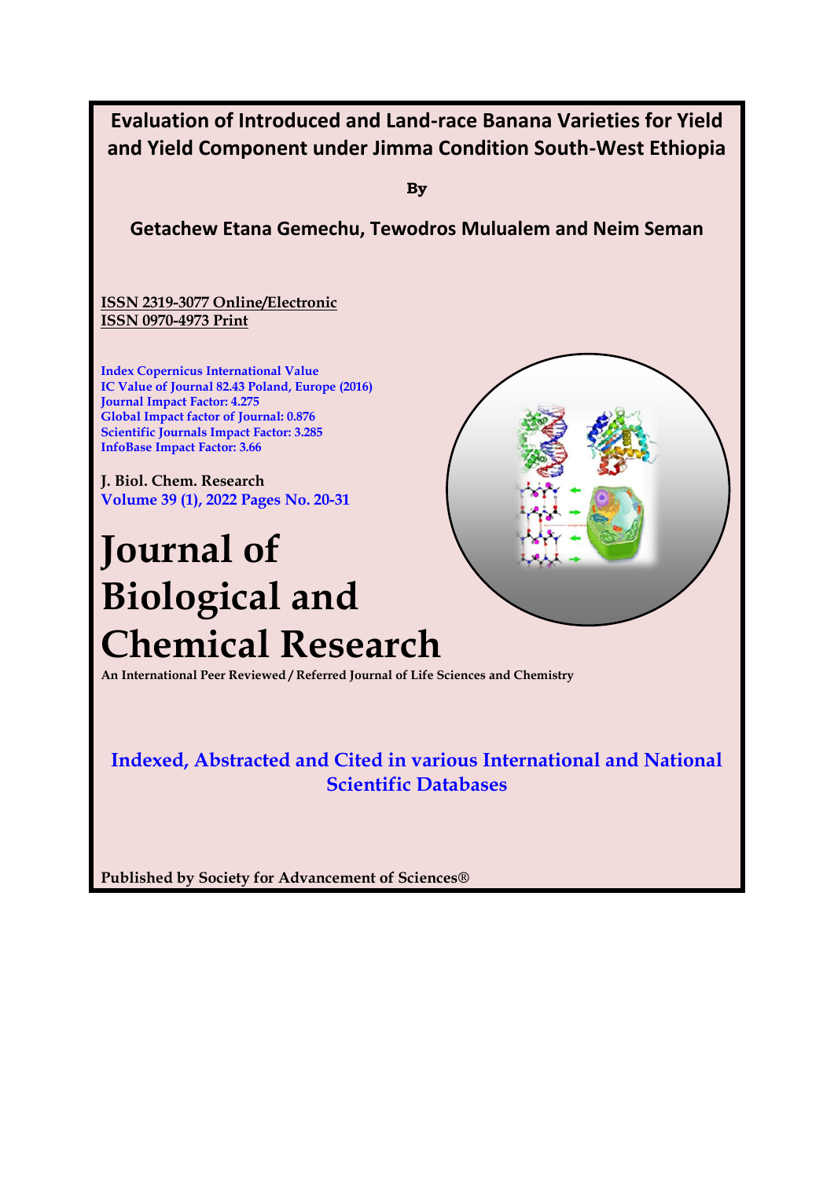# Evaluation of Introduced and Land-race Banana Varieties for Yield and Yield Component under Jimma Condition South-West Ethiopia

**By**

**Getachew Etana Gemechu, Tewodros Mulualem and Neim Seman**

ISSN 2319-3077 Online/Electronic
ISSN 0970-4973 Print

Index Copernicus International Value
IC Value of Journal 82.43 Poland, Europe (2016)
Journal Impact Factor: 4.275
Global Impact factor of Journal: 0.876
Scientific Journals Impact Factor: 3.285
InfoBase Impact Factor: 3.66

**J. Biol. Chem. Research**
**Volume 39 (1), 2022 Pages No. 20-31**

# Journal of Biological and Chemical Research

**An International Peer Reviewed / Referred Journal of Life Sciences and Chemistry**

**Indexed, Abstracted and Cited in various International and National Scientific Databases**

**Published by Society for Advancement of Sciences®**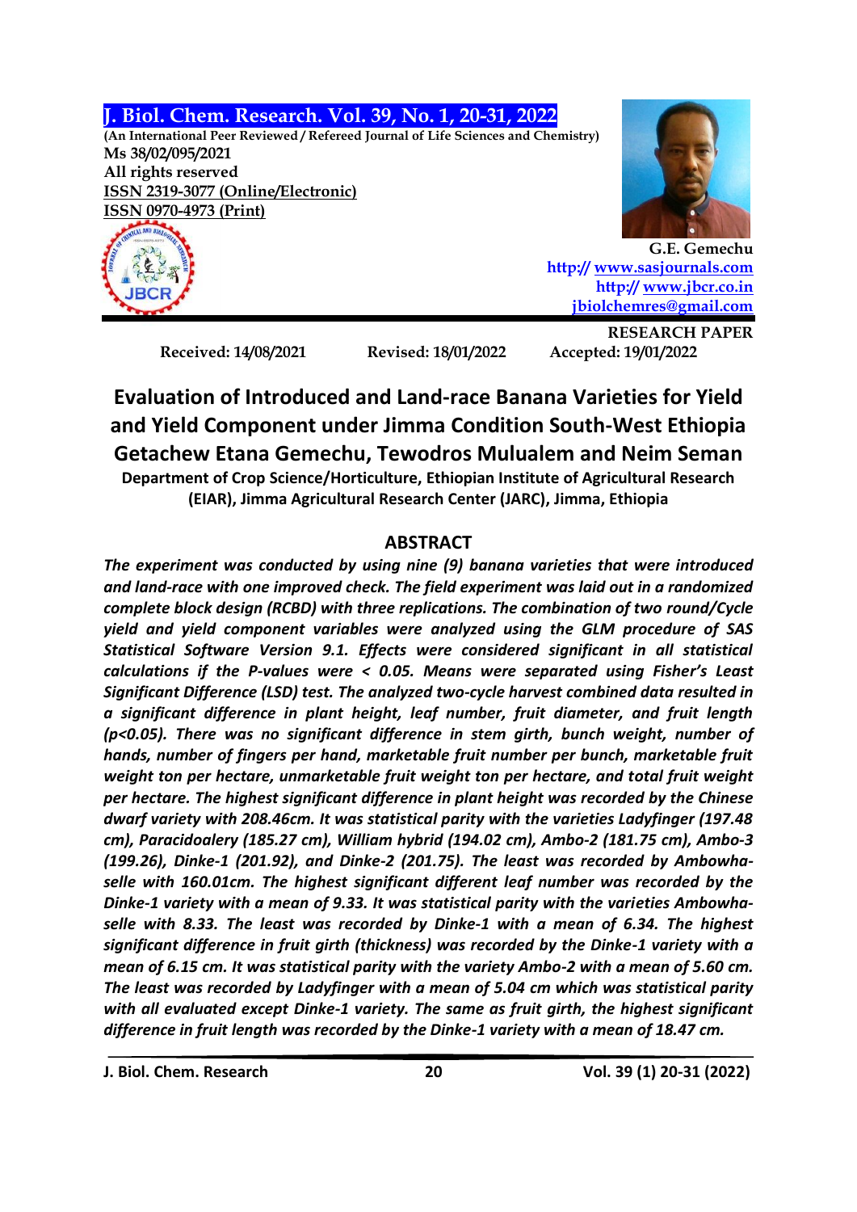J. Biol. Chem. Research. Vol. 39, No. 1, 20-31, 2022

(An International Peer Reviewed / Refereed Journal of Life Sciences and Chemistry)

Ms 38/02/095/2021

All rights reserved

ISSN 2319-3077 (Online/Electronic)

ISSN 0970-4973 (Print)

G.E. Gemechu

http:// www.sasjournals.com

http:// www.jbcr.co.in

jbiolchemres@gmail.com

**RESEARCH PAPER**

Received: 14/08/2021 Revised: 18/01/2022 Accepted: 19/01/2022

# Evaluation of Introduced and Land-race Banana Varieties for Yield and Yield Component under Jimma Condition South-West Ethiopia

**Getachew Etana Gemechu, Tewodros Mulualem and Neim Seman**

**Department of Crop Science/Horticulture, Ethiopian Institute of Agricultural Research (EIAR), Jimma Agricultural Research Center (JARC), Jimma, Ethiopia**

## ABSTRACT

*The experiment was conducted by using nine (9) banana varieties that were introduced and land-race with one improved check. The field experiment was laid out in a randomized complete block design (RCBD) with three replications. The combination of two round/Cycle yield and yield component variables were analyzed using the GLM procedure of SAS Statistical Software Version 9.1. Effects were considered significant in all statistical calculations if the P-values were < 0.05. Means were separated using Fisher's Least Significant Difference (LSD) test. The analyzed two-cycle harvest combined data resulted in a significant difference in plant height, leaf number, fruit diameter, and fruit length (p<0.05). There was no significant difference in stem girth, bunch weight, number of hands, number of fingers per hand, marketable fruit number per bunch, marketable fruit weight ton per hectare, unmarketable fruit weight ton per hectare, and total fruit weight per hectare. The highest significant difference in plant height was recorded by the Chinese dwarf variety with 208.46cm. It was statistical parity with the varieties Ladyfinger (197.48 cm), Paracidoalery (185.27 cm), William hybrid (194.02 cm), Ambo-2 (181.75 cm), Ambo-3 (199.26), Dinke-1 (201.92), and Dinke-2 (201.75). The least was recorded by Ambowha-selle with 160.01cm. The highest significant different leaf number was recorded by the Dinke-1 variety with a mean of 9.33. It was statistical parity with the varieties Ambowha-selle with 8.33. The least was recorded by Dinke-1 with a mean of 6.34. The highest significant difference in fruit girth (thickness) was recorded by the Dinke-1 variety with a mean of 6.15 cm. It was statistical parity with the variety Ambo-2 with a mean of 5.60 cm. The least was recorded by Ladyfinger with a mean of 5.04 cm which was statistical parity with all evaluated except Dinke-1 variety. The same as fruit girth, the highest significant difference in fruit length was recorded by the Dinke-1 variety with a mean of 18.47 cm.*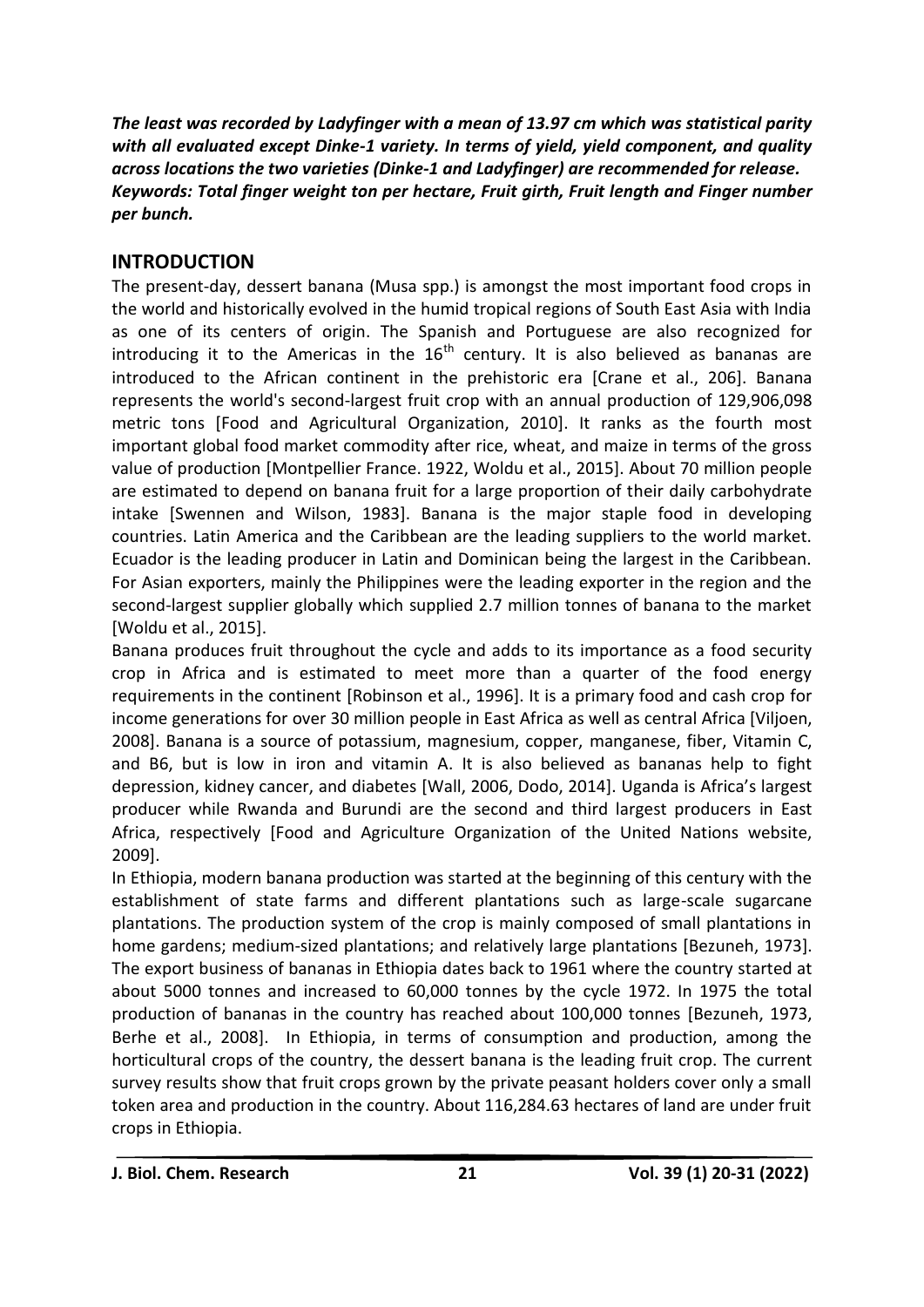***The least was recorded by Ladyfinger with a mean of 13.97 cm which was statistical parity with all evaluated except Dinke-1 variety. In terms of yield, yield component, and quality across locations the two varieties (Dinke-1 and Ladyfinger) are recommended for release.***
***Keywords: Total finger weight ton per hectare, Fruit girth, Fruit length and Finger number per bunch.***

## INTRODUCTION

The present-day, dessert banana (Musa spp.) is amongst the most important food crops in the world and historically evolved in the humid tropical regions of South East Asia with India as one of its centers of origin. The Spanish and Portuguese are also recognized for introducing it to the Americas in the 16$^{th}$ century. It is also believed as bananas are introduced to the African continent in the prehistoric era [Crane et al., 206]. Banana represents the world's second-largest fruit crop with an annual production of 129,906,098 metric tons [Food and Agricultural Organization, 2010]. It ranks as the fourth most important global food market commodity after rice, wheat, and maize in terms of the gross value of production [Montpellier France. 1922, Woldu et al., 2015]. About 70 million people are estimated to depend on banana fruit for a large proportion of their daily carbohydrate intake [Swennen and Wilson, 1983]. Banana is the major staple food in developing countries. Latin America and the Caribbean are the leading suppliers to the world market. Ecuador is the leading producer in Latin and Dominican being the largest in the Caribbean. For Asian exporters, mainly the Philippines were the leading exporter in the region and the second-largest supplier globally which supplied 2.7 million tonnes of banana to the market [Woldu et al., 2015].

Banana produces fruit throughout the cycle and adds to its importance as a food security crop in Africa and is estimated to meet more than a quarter of the food energy requirements in the continent [Robinson et al., 1996]. It is a primary food and cash crop for income generations for over 30 million people in East Africa as well as central Africa [Viljoen, 2008]. Banana is a source of potassium, magnesium, copper, manganese, fiber, Vitamin C, and B6, but is low in iron and vitamin A. It is also believed as bananas help to fight depression, kidney cancer, and diabetes [Wall, 2006, Dodo, 2014]. Uganda is Africa's largest producer while Rwanda and Burundi are the second and third largest producers in East Africa, respectively [Food and Agriculture Organization of the United Nations website, 2009].

In Ethiopia, modern banana production was started at the beginning of this century with the establishment of state farms and different plantations such as large-scale sugarcane plantations. The production system of the crop is mainly composed of small plantations in home gardens; medium-sized plantations; and relatively large plantations [Bezuneh, 1973]. The export business of bananas in Ethiopia dates back to 1961 where the country started at about 5000 tonnes and increased to 60,000 tonnes by the cycle 1972. In 1975 the total production of bananas in the country has reached about 100,000 tonnes [Bezuneh, 1973, Berhe et al., 2008]. In Ethiopia, in terms of consumption and production, among the horticultural crops of the country, the dessert banana is the leading fruit crop. The current survey results show that fruit crops grown by the private peasant holders cover only a small token area and production in the country. About 116,284.63 hectares of land are under fruit crops in Ethiopia.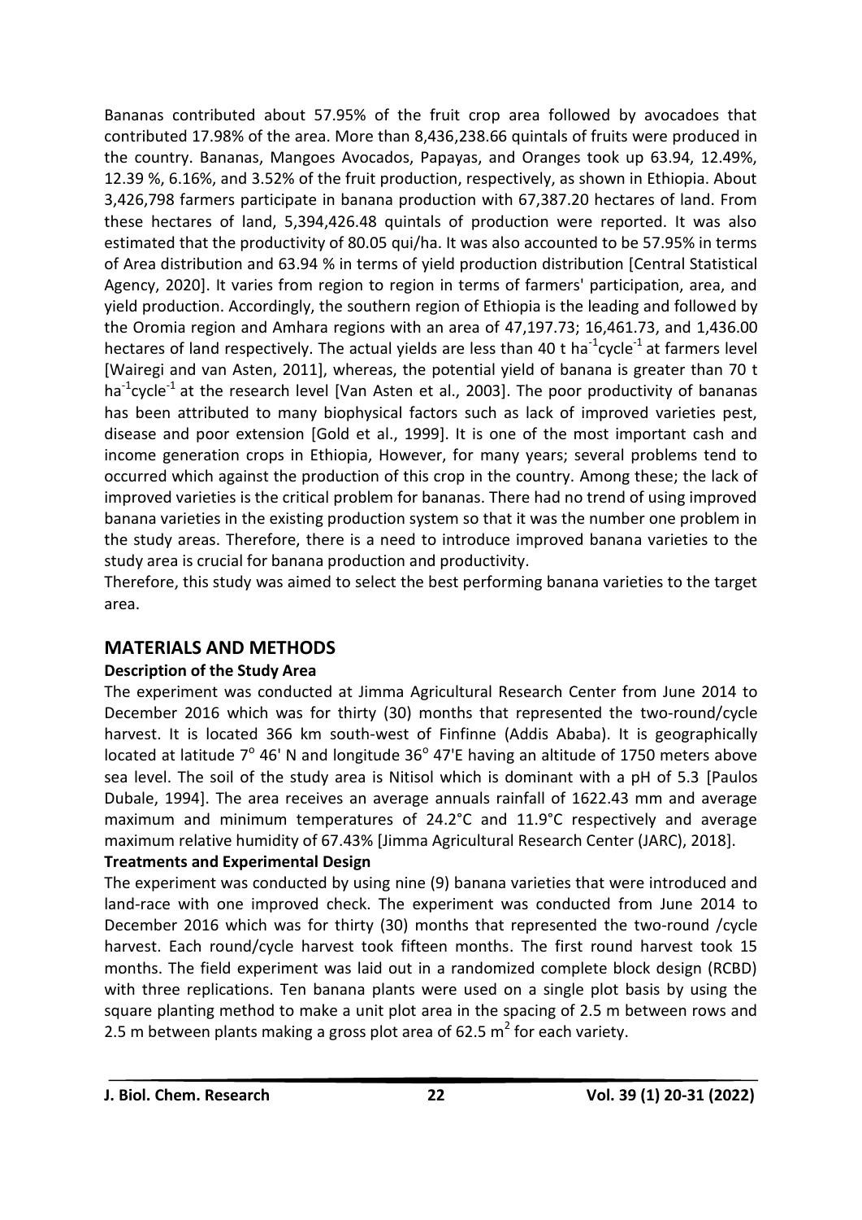Bananas contributed about 57.95% of the fruit crop area followed by avocadoes that contributed 17.98% of the area. More than 8,436,238.66 quintals of fruits were produced in the country. Bananas, Mangoes Avocados, Papayas, and Oranges took up 63.94, 12.49%, 12.39 %, 6.16%, and 3.52% of the fruit production, respectively, as shown in Ethiopia. About 3,426,798 farmers participate in banana production with 67,387.20 hectares of land. From these hectares of land, 5,394,426.48 quintals of production were reported. It was also estimated that the productivity of 80.05 qui/ha. It was also accounted to be 57.95% in terms of Area distribution and 63.94 % in terms of yield production distribution [Central Statistical Agency, 2020]. It varies from region to region in terms of farmers' participation, area, and yield production. Accordingly, the southern region of Ethiopia is the leading and followed by the Oromia region and Amhara regions with an area of 47,197.73; 16,461.73, and 1,436.00 hectares of land respectively. The actual yields are less than 40 t $ha^{-1}cycle^{-1}$ at farmers level [Wairegi and van Asten, 2011], whereas, the potential yield of banana is greater than 70 t $ha^{-1}cycle^{-1}$ at the research level [Van Asten et al., 2003]. The poor productivity of bananas has been attributed to many biophysical factors such as lack of improved varieties pest, disease and poor extension [Gold et al., 1999]. It is one of the most important cash and income generation crops in Ethiopia, However, for many years; several problems tend to occurred which against the production of this crop in the country. Among these; the lack of improved varieties is the critical problem for bananas. There had no trend of using improved banana varieties in the existing production system so that it was the number one problem in the study areas. Therefore, there is a need to introduce improved banana varieties to the study area is crucial for banana production and productivity.

Therefore, this study was aimed to select the best performing banana varieties to the target area.

## MATERIALS AND METHODS

### Description of the Study Area

The experiment was conducted at Jimma Agricultural Research Center from June 2014 to December 2016 which was for thirty (30) months that represented the two-round/cycle harvest. It is located 366 km south-west of Finfinne (Addis Ababa). It is geographically located at latitude 7° 46' N and longitude 36° 47'E having an altitude of 1750 meters above sea level. The soil of the study area is Nitisol which is dominant with a pH of 5.3 [Paulos Dubale, 1994]. The area receives an average annuals rainfall of 1622.43 mm and average maximum and minimum temperatures of 24.2°C and 11.9°C respectively and average maximum relative humidity of 67.43% [Jimma Agricultural Research Center (JARC), 2018].

### Treatments and Experimental Design

The experiment was conducted by using nine (9) banana varieties that were introduced and land-race with one improved check. The experiment was conducted from June 2014 to December 2016 which was for thirty (30) months that represented the two-round /cycle harvest. Each round/cycle harvest took fifteen months. The first round harvest took 15 months. The field experiment was laid out in a randomized complete block design (RCBD) with three replications. Ten banana plants were used on a single plot basis by using the square planting method to make a unit plot area in the spacing of 2.5 m between rows and 2.5 m between plants making a gross plot area of 62.5 $m^2$ for each variety.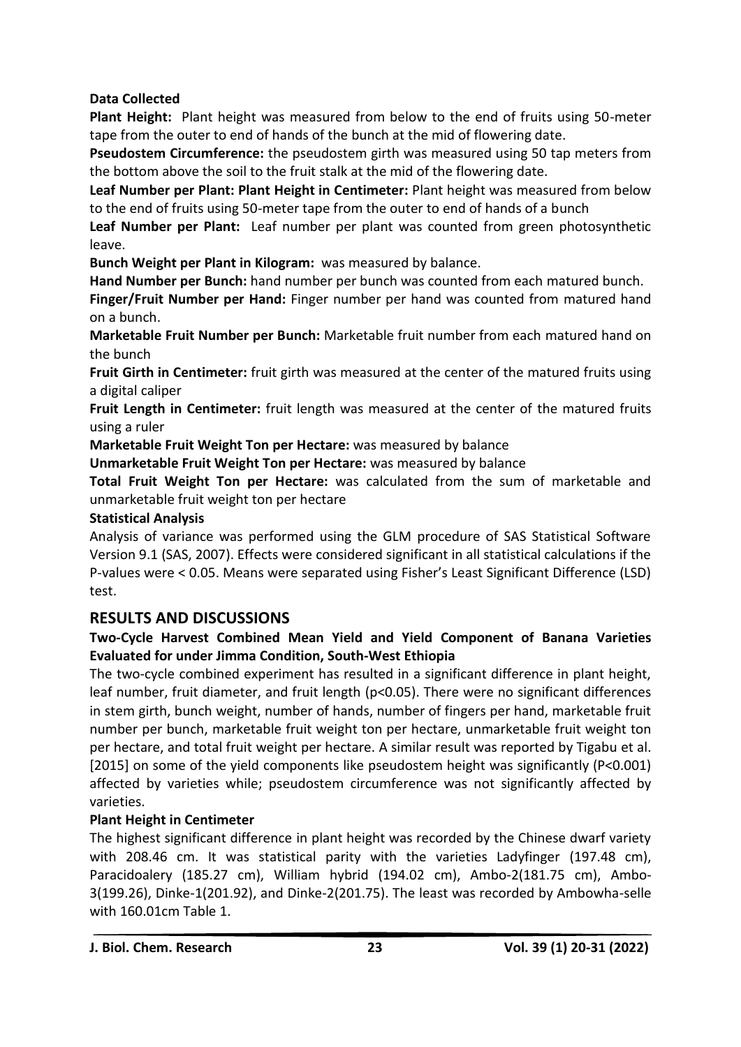**Data Collected**

**Plant Height:** Plant height was measured from below to the end of fruits using 50-meter tape from the outer to end of hands of the bunch at the mid of flowering date.

**Pseudostem Circumference:** the pseudostem girth was measured using 50 tap meters from the bottom above the soil to the fruit stalk at the mid of the flowering date.

**Leaf Number per Plant: Plant Height in Centimeter:** Plant height was measured from below to the end of fruits using 50-meter tape from the outer to end of hands of a bunch

**Leaf Number per Plant:** Leaf number per plant was counted from green photosynthetic leave.

**Bunch Weight per Plant in Kilogram:** was measured by balance.

**Hand Number per Bunch:** hand number per bunch was counted from each matured bunch.

**Finger/Fruit Number per Hand:** Finger number per hand was counted from matured hand on a bunch.

**Marketable Fruit Number per Bunch:** Marketable fruit number from each matured hand on the bunch

**Fruit Girth in Centimeter:** fruit girth was measured at the center of the matured fruits using a digital caliper

**Fruit Length in Centimeter:** fruit length was measured at the center of the matured fruits using a ruler

**Marketable Fruit Weight Ton per Hectare:** was measured by balance

**Unmarketable Fruit Weight Ton per Hectare:** was measured by balance

**Total Fruit Weight Ton per Hectare:** was calculated from the sum of marketable and unmarketable fruit weight ton per hectare

**Statistical Analysis**

Analysis of variance was performed using the GLM procedure of SAS Statistical Software Version 9.1 (SAS, 2007). Effects were considered significant in all statistical calculations if the P-values were < 0.05. Means were separated using Fisher's Least Significant Difference (LSD) test.

## RESULTS AND DISCUSSIONS

**Two-Cycle Harvest Combined Mean Yield and Yield Component of Banana Varieties Evaluated for under Jimma Condition, South-West Ethiopia**

The two-cycle combined experiment has resulted in a significant difference in plant height, leaf number, fruit diameter, and fruit length ($p<0.05$). There were no significant differences in stem girth, bunch weight, number of hands, number of fingers per hand, marketable fruit number per bunch, marketable fruit weight ton per hectare, unmarketable fruit weight ton per hectare, and total fruit weight per hectare. A similar result was reported by Tigabu et al. [2015] on some of the yield components like pseudostem height was significantly ($P<0.001$) affected by varieties while; pseudostem circumference was not significantly affected by varieties.

**Plant Height in Centimeter**

The highest significant difference in plant height was recorded by the Chinese dwarf variety with 208.46 cm. It was statistical parity with the varieties Ladyfinger (197.48 cm), Paracidoalery (185.27 cm), William hybrid (194.02 cm), Ambo-2(181.75 cm), Ambo-3(199.26), Dinke-1(201.92), and Dinke-2(201.75). The least was recorded by Ambowha-selle with 160.01cm Table 1.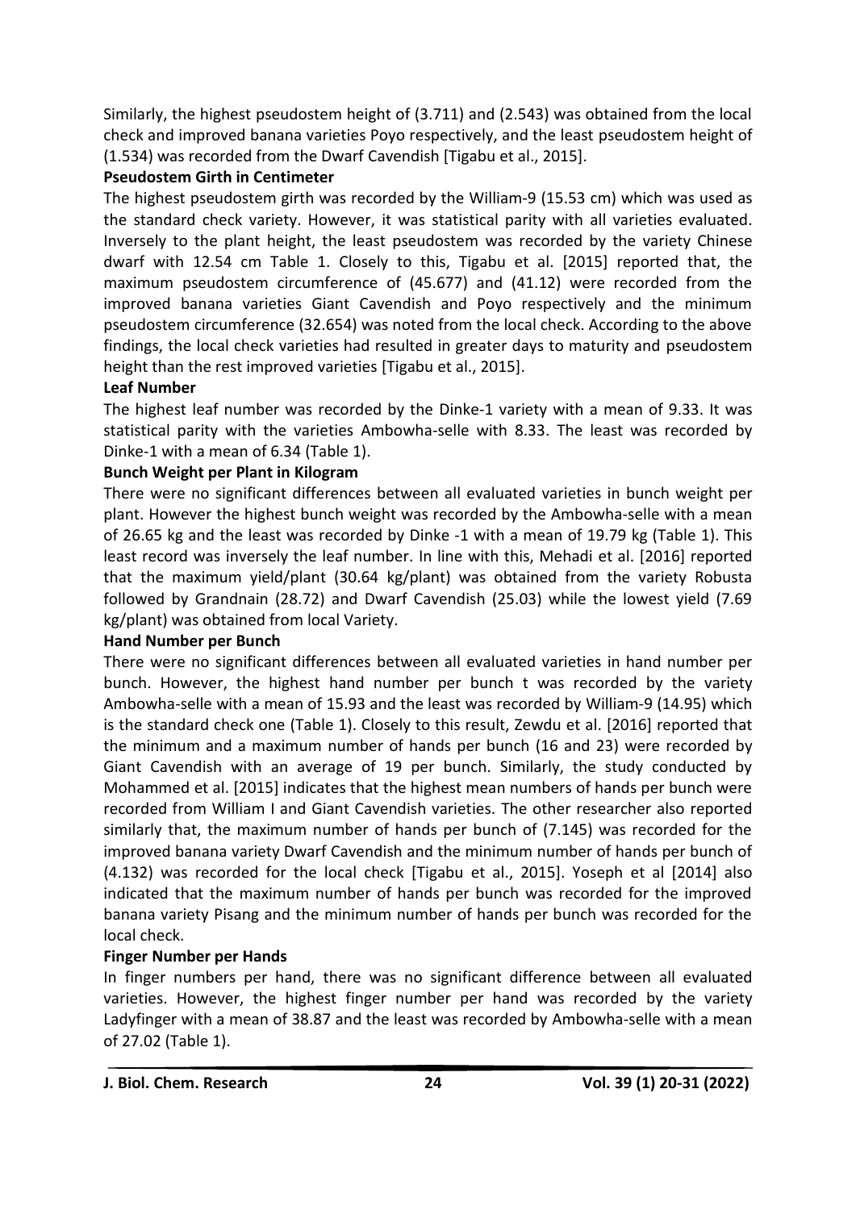Similarly, the highest pseudostem height of (3.711) and (2.543) was obtained from the local check and improved banana varieties Poyo respectively, and the least pseudostem height of (1.534) was recorded from the Dwarf Cavendish [Tigabu et al., 2015].

**Pseudostem Girth in Centimeter**

The highest pseudostem girth was recorded by the William-9 (15.53 cm) which was used as the standard check variety. However, it was statistical parity with all varieties evaluated. Inversely to the plant height, the least pseudostem was recorded by the variety Chinese dwarf with 12.54 cm Table 1. Closely to this, Tigabu et al. [2015] reported that, the maximum pseudostem circumference of (45.677) and (41.12) were recorded from the improved banana varieties Giant Cavendish and Poyo respectively and the minimum pseudostem circumference (32.654) was noted from the local check. According to the above findings, the local check varieties had resulted in greater days to maturity and pseudostem height than the rest improved varieties [Tigabu et al., 2015].

**Leaf Number**

The highest leaf number was recorded by the Dinke-1 variety with a mean of 9.33. It was statistical parity with the varieties Ambowha-selle with 8.33. The least was recorded by Dinke-1 with a mean of 6.34 (Table 1).

**Bunch Weight per Plant in Kilogram**

There were no significant differences between all evaluated varieties in bunch weight per plant. However the highest bunch weight was recorded by the Ambowha-selle with a mean of 26.65 kg and the least was recorded by Dinke -1 with a mean of 19.79 kg (Table 1). This least record was inversely the leaf number. In line with this, Mehadi et al. [2016] reported that the maximum yield/plant (30.64 kg/plant) was obtained from the variety Robusta followed by Grandnain (28.72) and Dwarf Cavendish (25.03) while the lowest yield (7.69 kg/plant) was obtained from local Variety.

**Hand Number per Bunch**

There were no significant differences between all evaluated varieties in hand number per bunch. However, the highest hand number per bunch t was recorded by the variety Ambowha-selle with a mean of 15.93 and the least was recorded by William-9 (14.95) which is the standard check one (Table 1). Closely to this result, Zewdu et al. [2016] reported that the minimum and a maximum number of hands per bunch (16 and 23) were recorded by Giant Cavendish with an average of 19 per bunch. Similarly, the study conducted by Mohammed et al. [2015] indicates that the highest mean numbers of hands per bunch were recorded from William I and Giant Cavendish varieties. The other researcher also reported similarly that, the maximum number of hands per bunch of (7.145) was recorded for the improved banana variety Dwarf Cavendish and the minimum number of hands per bunch of (4.132) was recorded for the local check [Tigabu et al., 2015]. Yoseph et al [2014] also indicated that the maximum number of hands per bunch was recorded for the improved banana variety Pisang and the minimum number of hands per bunch was recorded for the local check.

**Finger Number per Hands**

In finger numbers per hand, there was no significant difference between all evaluated varieties. However, the highest finger number per hand was recorded by the variety Ladyfinger with a mean of 38.87 and the least was recorded by Ambowha-selle with a mean of 27.02 (Table 1).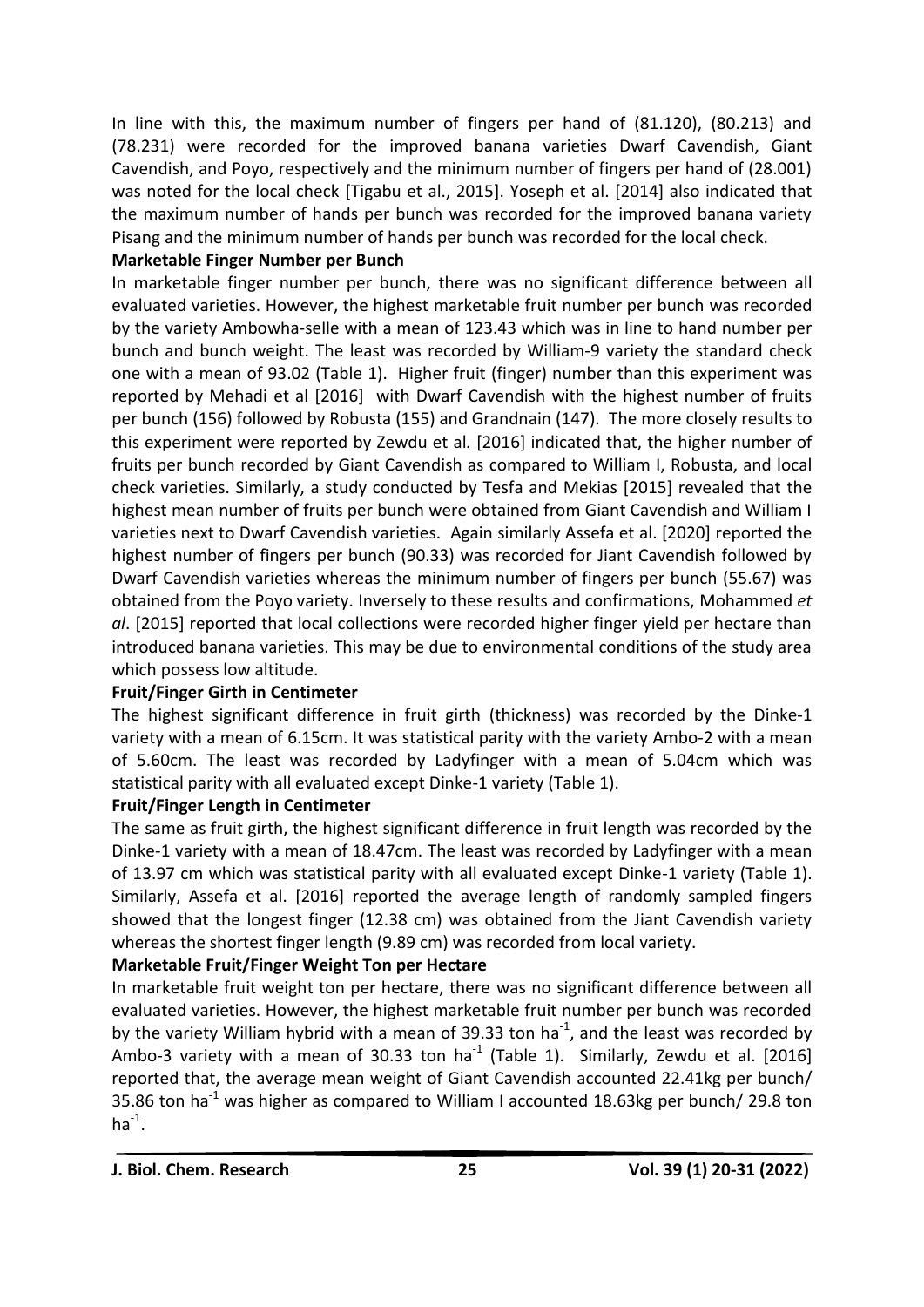In line with this, the maximum number of fingers per hand of (81.120), (80.213) and (78.231) were recorded for the improved banana varieties Dwarf Cavendish, Giant Cavendish, and Poyo, respectively and the minimum number of fingers per hand of (28.001) was noted for the local check [Tigabu et al., 2015]. Yoseph et al. [2014] also indicated that the maximum number of hands per bunch was recorded for the improved banana variety Pisang and the minimum number of hands per bunch was recorded for the local check.

**Marketable Finger Number per Bunch**

In marketable finger number per bunch, there was no significant difference between all evaluated varieties. However, the highest marketable fruit number per bunch was recorded by the variety Ambowha-selle with a mean of 123.43 which was in line to hand number per bunch and bunch weight. The least was recorded by William-9 variety the standard check one with a mean of 93.02 (Table 1). Higher fruit (finger) number than this experiment was reported by Mehadi et al [2016] with Dwarf Cavendish with the highest number of fruits per bunch (156) followed by Robusta (155) and Grandnain (147). The more closely results to this experiment were reported by Zewdu et al. [2016] indicated that, the higher number of fruits per bunch recorded by Giant Cavendish as compared to William I, Robusta, and local check varieties. Similarly, a study conducted by Tesfa and Mekias [2015] revealed that the highest mean number of fruits per bunch were obtained from Giant Cavendish and William I varieties next to Dwarf Cavendish varieties. Again similarly Assefa et al. [2020] reported the highest number of fingers per bunch (90.33) was recorded for Jiant Cavendish followed by Dwarf Cavendish varieties whereas the minimum number of fingers per bunch (55.67) was obtained from the Poyo variety. Inversely to these results and confirmations, Mohammed *et al*. [2015] reported that local collections were recorded higher finger yield per hectare than introduced banana varieties. This may be due to environmental conditions of the study area which possess low altitude.

**Fruit/Finger Girth in Centimeter**

The highest significant difference in fruit girth (thickness) was recorded by the Dinke-1 variety with a mean of 6.15cm. It was statistical parity with the variety Ambo-2 with a mean of 5.60cm. The least was recorded by Ladyfinger with a mean of 5.04cm which was statistical parity with all evaluated except Dinke-1 variety (Table 1).

**Fruit/Finger Length in Centimeter**

The same as fruit girth, the highest significant difference in fruit length was recorded by the Dinke-1 variety with a mean of 18.47cm. The least was recorded by Ladyfinger with a mean of 13.97 cm which was statistical parity with all evaluated except Dinke-1 variety (Table 1). Similarly, Assefa et al. [2016] reported the average length of randomly sampled fingers showed that the longest finger (12.38 cm) was obtained from the Jiant Cavendish variety whereas the shortest finger length (9.89 cm) was recorded from local variety.

**Marketable Fruit/Finger Weight Ton per Hectare**

In marketable fruit weight ton per hectare, there was no significant difference between all evaluated varieties. However, the highest marketable fruit number per bunch was recorded by the variety William hybrid with a mean of 39.33 ton $ha^{-1}$, and the least was recorded by Ambo-3 variety with a mean of 30.33 ton $ha^{-1}$ (Table 1). Similarly, Zewdu et al. [2016] reported that, the average mean weight of Giant Cavendish accounted 22.41kg per bunch/ 35.86 ton $ha^{-1}$ was higher as compared to William I accounted 18.63kg per bunch/ 29.8 ton $ha^{-1}$.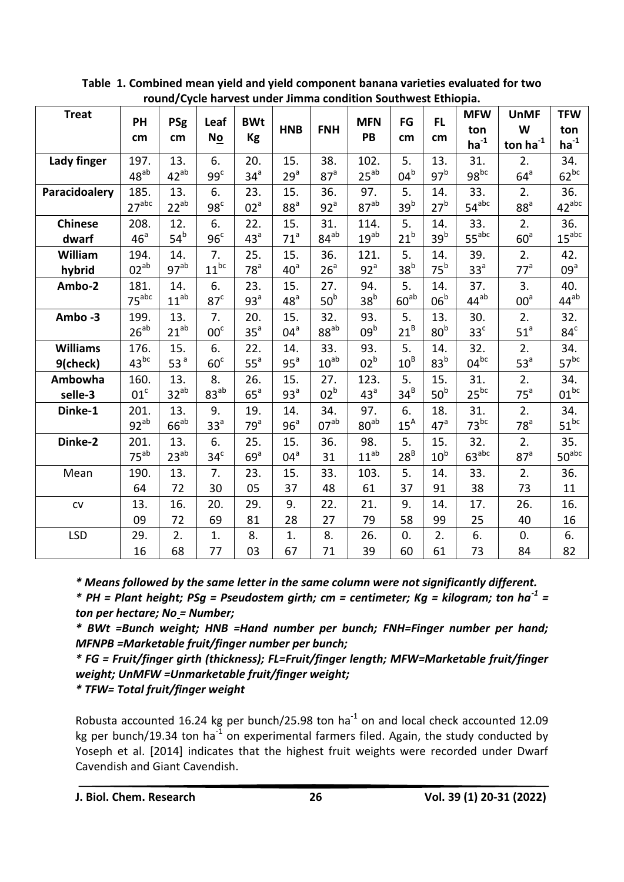**Table 1. Combined mean yield and yield component banana varieties evaluated for two round/Cycle harvest under Jimma condition Southwest Ethiopia.**

| Treat | PH cm | PSg cm | Leaf No | BWt Kg | HNB | FNH | MFN PB | FG cm | FL cm | MFW ton ha$^{-1}$ | UnMF W ton ha$^{-1}$ | TFW ton ha$^{-1}$ |
|---|---|---|---|---|---|---|---|---|---|---|---|---|
| **Lady finger** | 197.48$^{ab}$ | 13.42$^{ab}$ | 6.99$^{c}$ | 20.34$^{a}$ | 15.29$^{a}$ | 38.87$^{a}$ | 102.25$^{ab}$ | 5.04$^{b}$ | 13.97$^{b}$ | 31.98$^{bc}$ | 2.64$^{a}$ | 34.62$^{bc}$ |
| **Paracidoalery** | 185.27$^{abc}$ | 13.22$^{ab}$ | 6.98$^{c}$ | 23.02$^{a}$ | 15.88$^{a}$ | 36.92$^{a}$ | 97.87$^{ab}$ | 5.39$^{b}$ | 14.27$^{b}$ | 33.54$^{abc}$ | 2.88$^{a}$ | 36.42$^{abc}$ |
| **Chinese dwarf** | 208.46$^{a}$ | 12.54$^{b}$ | 6.96$^{c}$ | 22.43$^{a}$ | 15.71$^{a}$ | 31.84$^{ab}$ | 114.19$^{ab}$ | 5.21$^{b}$ | 14.39$^{b}$ | 33.55$^{abc}$ | 2.60$^{a}$ | 36.15$^{abc}$ |
| **William hybrid** | 194.02$^{ab}$ | 14.97$^{ab}$ | 7.11$^{bc}$ | 25.78$^{a}$ | 15.40$^{a}$ | 36.26$^{a}$ | 121.92$^{a}$ | 5.38$^{b}$ | 14.75$^{b}$ | 39.33$^{a}$ | 2.77$^{a}$ | 42.09$^{a}$ |
| **Ambo-2** | 181.75$^{abc}$ | 14.11$^{ab}$ | 6.87$^{c}$ | 23.93$^{a}$ | 15.48$^{a}$ | 27.50$^{b}$ | 94.38$^{b}$ | 5.60$^{ab}$ | 14.06$^{b}$ | 37.44$^{ab}$ | 3.00$^{a}$ | 40.44$^{ab}$ |
| **Ambo -3** | 199.26$^{ab}$ | 13.21$^{ab}$ | 7.00$^{c}$ | 20.35$^{a}$ | 15.04$^{a}$ | 32.88$^{ab}$ | 93.09$^{b}$ | 5.21$^{B}$ | 13.80$^{b}$ | 30.33$^{c}$ | 2.51$^{a}$ | 32.84$^{c}$ |
| **Williams 9(check)** | 176.43$^{bc}$ | 15.53$^{a}$ | 6.60$^{c}$ | 22.55$^{a}$ | 14.95$^{a}$ | 33.10$^{ab}$ | 93.02$^{b}$ | 5.10$^{B}$ | 14.83$^{b}$ | 32.04$^{bc}$ | 2.53$^{a}$ | 34.57$^{bc}$ |
| **Ambowha selle-3** | 160.01$^{c}$ | 13.32$^{ab}$ | 8.83$^{ab}$ | 26.65$^{a}$ | 15.93$^{a}$ | 27.02$^{b}$ | 123.43$^{a}$ | 5.34$^{B}$ | 15.50$^{b}$ | 31.25$^{bc}$ | 2.75$^{a}$ | 34.01$^{bc}$ |
| **Dinke-1** | 201.92$^{ab}$ | 13.66$^{ab}$ | 9.33$^{a}$ | 19.79$^{a}$ | 14.96$^{a}$ | 34.07$^{ab}$ | 97.80$^{ab}$ | 6.15$^{A}$ | 18.47$^{a}$ | 31.73$^{bc}$ | 2.78$^{a}$ | 34.51$^{bc}$ |
| **Dinke-2** | 201.75$^{ab}$ | 13.23$^{ab}$ | 6.34$^{c}$ | 25.69$^{a}$ | 15.04$^{a}$ | 36.31 | 98.11$^{ab}$ | 5.28$^{B}$ | 15.10$^{b}$ | 32.63$^{abc}$ | 2.87$^{a}$ | 35.50$^{abc}$ |
| Mean | 190.64 | 13.72 | 7.30 | 23.05 | 15.37 | 33.48 | 103.61 | 5.37 | 14.91 | 33.38 | 2.73 | 36.11 |
| cv | 13.09 | 16.72 | 20.69 | 29.81 | 9.28 | 22.27 | 21.79 | 9.58 | 14.99 | 17.25 | 26.40 | 16.16 |
| LSD | 29.16 | 2.68 | 1.77 | 8.03 | 1.67 | 8.71 | 26.39 | 0.60 | 2.61 | 6.73 | 0.84 | 6.82 |

***\* Means followed by the same letter in the same column were not significantly different.***

***\* PH = Plant height; PSg = Pseudostem girth; cm = centimeter; Kg = kilogram; ton ha$^{-1}$ = ton per hectare; No = Number;***

***\* BWt =Bunch weight; HNB =Hand number per bunch; FNH=Finger number per hand; MFNPB =Marketable fruit/finger number per bunch;***

***\* FG = Fruit/finger girth (thickness); FL=Fruit/finger length; MFW=Marketable fruit/finger weight; UnMFW =Unmarketable fruit/finger weight;***

***\* TFW= Total fruit/finger weight***

Robusta accounted 16.24 kg per bunch/25.98 ton ha$^{-1}$ on and local check accounted 12.09 kg per bunch/19.34 ton ha$^{-1}$ on experimental farmers filed. Again, the study conducted by Yoseph et al. [2014] indicates that the highest fruit weights were recorded under Dwarf Cavendish and Giant Cavendish.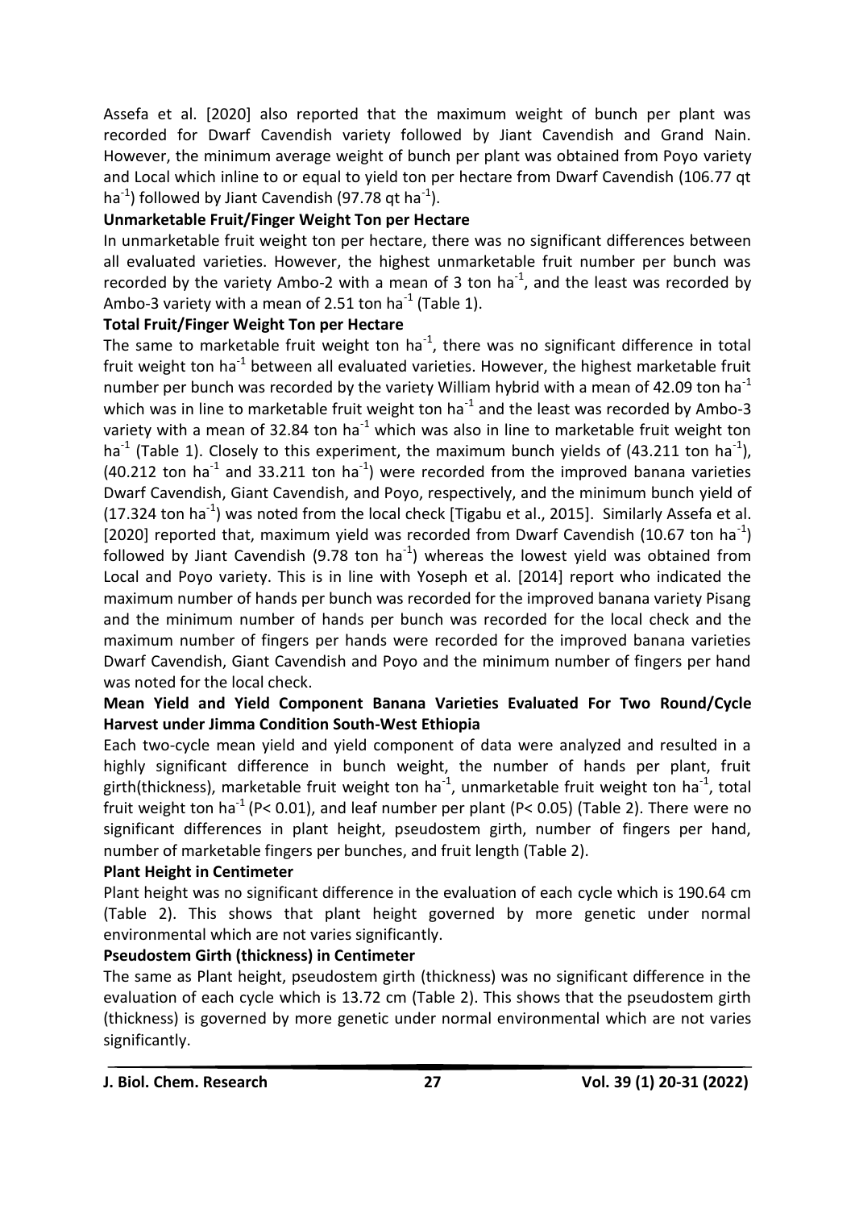Assefa et al. [2020] also reported that the maximum weight of bunch per plant was recorded for Dwarf Cavendish variety followed by Jiant Cavendish and Grand Nain. However, the minimum average weight of bunch per plant was obtained from Poyo variety and Local which inline to or equal to yield ton per hectare from Dwarf Cavendish (106.77 qt ha$^{-1}$) followed by Jiant Cavendish (97.78 qt ha$^{-1}$).

**Unmarketable Fruit/Finger Weight Ton per Hectare**

In unmarketable fruit weight ton per hectare, there was no significant differences between all evaluated varieties. However, the highest unmarketable fruit number per bunch was recorded by the variety Ambo-2 with a mean of 3 ton ha$^{-1}$, and the least was recorded by Ambo-3 variety with a mean of 2.51 ton ha$^{-1}$ (Table 1).

**Total Fruit/Finger Weight Ton per Hectare**

The same to marketable fruit weight ton ha$^{-1}$, there was no significant difference in total fruit weight ton ha$^{-1}$ between all evaluated varieties. However, the highest marketable fruit number per bunch was recorded by the variety William hybrid with a mean of 42.09 ton ha$^{-1}$ which was in line to marketable fruit weight ton ha$^{-1}$ and the least was recorded by Ambo-3 variety with a mean of 32.84 ton ha$^{-1}$ which was also in line to marketable fruit weight ton ha$^{-1}$ (Table 1). Closely to this experiment, the maximum bunch yields of (43.211 ton ha$^{-1}$), (40.212 ton ha$^{-1}$ and 33.211 ton ha$^{-1}$) were recorded from the improved banana varieties Dwarf Cavendish, Giant Cavendish, and Poyo, respectively, and the minimum bunch yield of (17.324 ton ha$^{-1}$) was noted from the local check [Tigabu et al., 2015]. Similarly Assefa et al. [2020] reported that, maximum yield was recorded from Dwarf Cavendish (10.67 ton ha$^{-1}$) followed by Jiant Cavendish (9.78 ton ha$^{-1}$) whereas the lowest yield was obtained from Local and Poyo variety. This is in line with Yoseph et al. [2014] report who indicated the maximum number of hands per bunch was recorded for the improved banana variety Pisang and the minimum number of hands per bunch was recorded for the local check and the maximum number of fingers per hands were recorded for the improved banana varieties Dwarf Cavendish, Giant Cavendish and Poyo and the minimum number of fingers per hand was noted for the local check.

**Mean Yield and Yield Component Banana Varieties Evaluated For Two Round/Cycle Harvest under Jimma Condition South-West Ethiopia**

Each two-cycle mean yield and yield component of data were analyzed and resulted in a highly significant difference in bunch weight, the number of hands per plant, fruit girth(thickness), marketable fruit weight ton ha$^{-1}$, unmarketable fruit weight ton ha$^{-1}$, total fruit weight ton ha$^{-1}$ ($P< 0.01$), and leaf number per plant ($P< 0.05$) (Table 2). There were no significant differences in plant height, pseudostem girth, number of fingers per hand, number of marketable fingers per bunches, and fruit length (Table 2).

**Plant Height in Centimeter**

Plant height was no significant difference in the evaluation of each cycle which is 190.64 cm (Table 2). This shows that plant height governed by more genetic under normal environmental which are not varies significantly.

**Pseudostem Girth (thickness) in Centimeter**

The same as Plant height, pseudostem girth (thickness) was no significant difference in the evaluation of each cycle which is 13.72 cm (Table 2). This shows that the pseudostem girth (thickness) is governed by more genetic under normal environmental which are not varies significantly.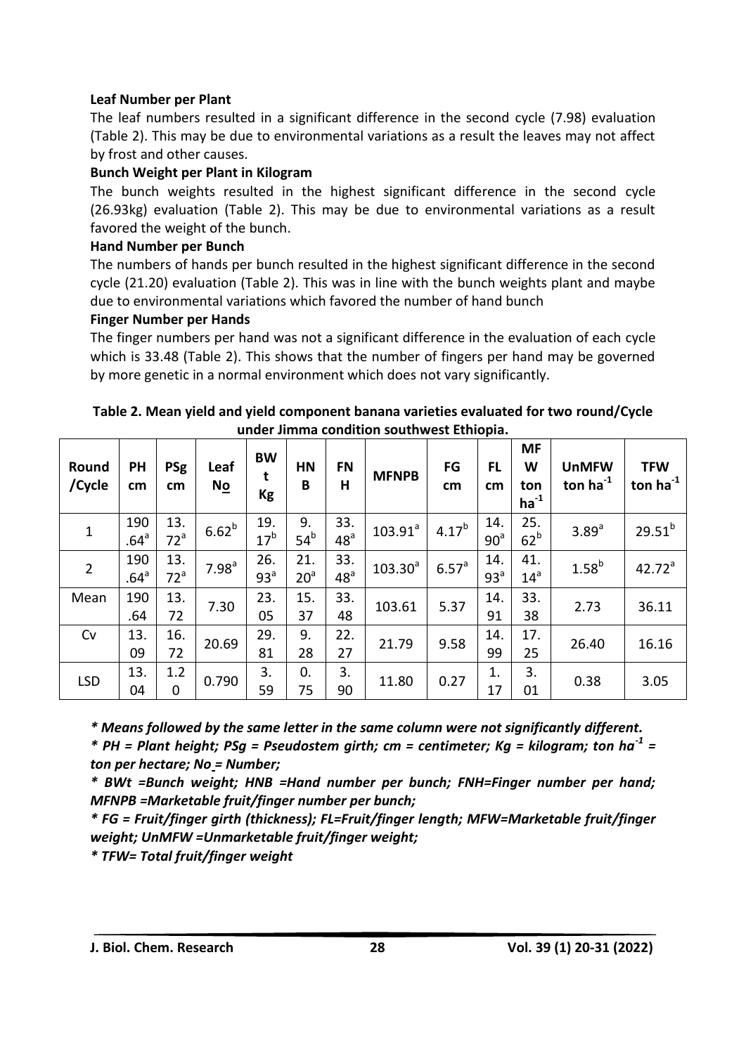**Leaf Number per Plant**

The leaf numbers resulted in a significant difference in the second cycle (7.98) evaluation (Table 2). This may be due to environmental variations as a result the leaves may not affect by frost and other causes.

**Bunch Weight per Plant in Kilogram**

The bunch weights resulted in the highest significant difference in the second cycle (26.93kg) evaluation (Table 2). This may be due to environmental variations as a result favored the weight of the bunch.

**Hand Number per Bunch**

The numbers of hands per bunch resulted in the highest significant difference in the second cycle (21.20) evaluation (Table 2). This was in line with the bunch weights plant and maybe due to environmental variations which favored the number of hand bunch

**Finger Number per Hands**

The finger numbers per hand was not a significant difference in the evaluation of each cycle which is 33.48 (Table 2). This shows that the number of fingers per hand may be governed by more genetic in a normal environment which does not vary significantly.

**Table 2. Mean yield and yield component banana varieties evaluated for two round/Cycle under Jimma condition southwest Ethiopia.**

| Round /Cycle | PH cm | PSg cm | Leaf No | BWt Kg | HNB | FNH | MFNPB | FG cm | FL cm | MFW ton $ha^{-1}$ | UnMFW ton $ha^{-1}$ | TFW ton $ha^{-1}$ |
|---|---|---|---|---|---|---|---|---|---|---|---|---|
| 1 | 190.64[a] | 13.72[a] | 6.62[b] | 19.17[b] | 9.54[b] | 33.48[a] | 103.91[a] | 4.17[b] | 14.90[a] | 25.62[b] | 3.89[a] | 29.51[b] |
| 2 | 190.64[a] | 13.72[a] | 7.98[a] | 26.93[a] | 21.20[a] | 33.48[a] | 103.30[a] | 6.57[a] | 14.93[a] | 41.14[a] | 1.58[b] | 42.72[a] |
| Mean | 190.64 | 13.72 | 7.30 | 23.05 | 15.37 | 33.48 | 103.61 | 5.37 | 14.91 | 33.38 | 2.73 | 36.11 |
| Cv | 13.09 | 16.72 | 20.69 | 29.81 | 9.28 | 22.27 | 21.79 | 9.58 | 14.99 | 17.25 | 26.40 | 16.16 |
| LSD | 13.04 | 1.20 | 0.790 | 3.59 | 0.75 | 3.90 | 11.80 | 0.27 | 1.17 | 3.01 | 0.38 | 3.05 |

*\* Means followed by the same letter in the same column were not significantly different.*

*\* PH = Plant height; PSg = Pseudostem girth; cm = centimeter; Kg = kilogram; ton $ha^{-1}$ = ton per hectare; No = Number;*

*\* BWt =Bunch weight; HNB =Hand number per bunch; FNH=Finger number per hand; MFNPB =Marketable fruit/finger number per bunch;*

*\* FG = Fruit/finger girth (thickness); FL=Fruit/finger length; MFW=Marketable fruit/finger weight; UnMFW =Unmarketable fruit/finger weight;*

*\* TFW= Total fruit/finger weight*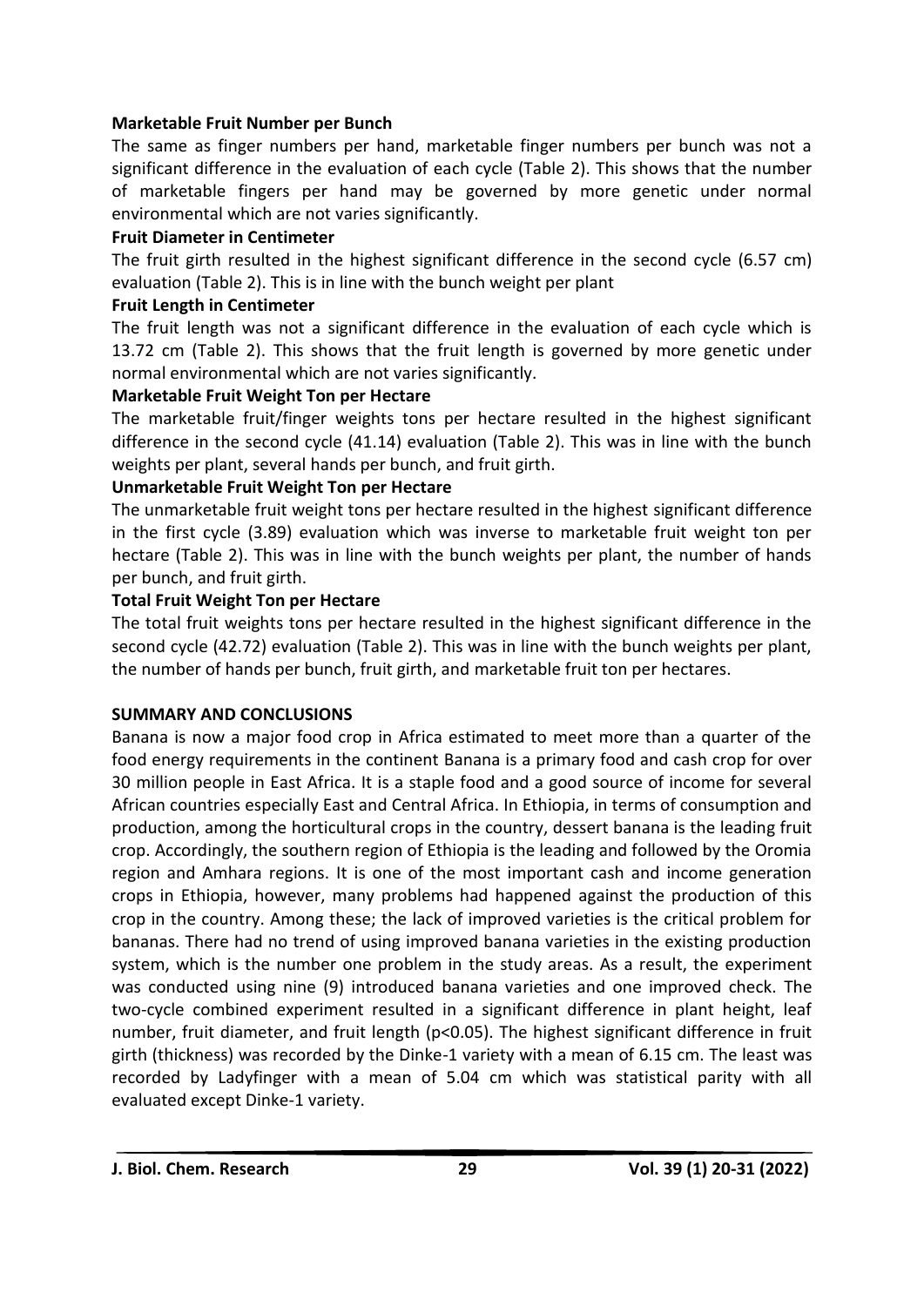**Marketable Fruit Number per Bunch**

The same as finger numbers per hand, marketable finger numbers per bunch was not a significant difference in the evaluation of each cycle (Table 2). This shows that the number of marketable fingers per hand may be governed by more genetic under normal environmental which are not varies significantly.

**Fruit Diameter in Centimeter**

The fruit girth resulted in the highest significant difference in the second cycle (6.57 cm) evaluation (Table 2). This is in line with the bunch weight per plant

**Fruit Length in Centimeter**

The fruit length was not a significant difference in the evaluation of each cycle which is 13.72 cm (Table 2). This shows that the fruit length is governed by more genetic under normal environmental which are not varies significantly.

**Marketable Fruit Weight Ton per Hectare**

The marketable fruit/finger weights tons per hectare resulted in the highest significant difference in the second cycle (41.14) evaluation (Table 2). This was in line with the bunch weights per plant, several hands per bunch, and fruit girth.

**Unmarketable Fruit Weight Ton per Hectare**

The unmarketable fruit weight tons per hectare resulted in the highest significant difference in the first cycle (3.89) evaluation which was inverse to marketable fruit weight ton per hectare (Table 2). This was in line with the bunch weights per plant, the number of hands per bunch, and fruit girth.

**Total Fruit Weight Ton per Hectare**

The total fruit weights tons per hectare resulted in the highest significant difference in the second cycle (42.72) evaluation (Table 2). This was in line with the bunch weights per plant, the number of hands per bunch, fruit girth, and marketable fruit ton per hectares.

## SUMMARY AND CONCLUSIONS

Banana is now a major food crop in Africa estimated to meet more than a quarter of the food energy requirements in the continent Banana is a primary food and cash crop for over 30 million people in East Africa. It is a staple food and a good source of income for several African countries especially East and Central Africa. In Ethiopia, in terms of consumption and production, among the horticultural crops in the country, dessert banana is the leading fruit crop. Accordingly, the southern region of Ethiopia is the leading and followed by the Oromia region and Amhara regions. It is one of the most important cash and income generation crops in Ethiopia, however, many problems had happened against the production of this crop in the country. Among these; the lack of improved varieties is the critical problem for bananas. There had no trend of using improved banana varieties in the existing production system, which is the number one problem in the study areas. As a result, the experiment was conducted using nine (9) introduced banana varieties and one improved check. The two-cycle combined experiment resulted in a significant difference in plant height, leaf number, fruit diameter, and fruit length ($p<0.05$). The highest significant difference in fruit girth (thickness) was recorded by the Dinke-1 variety with a mean of 6.15 cm. The least was recorded by Ladyfinger with a mean of 5.04 cm which was statistical parity with all evaluated except Dinke-1 variety.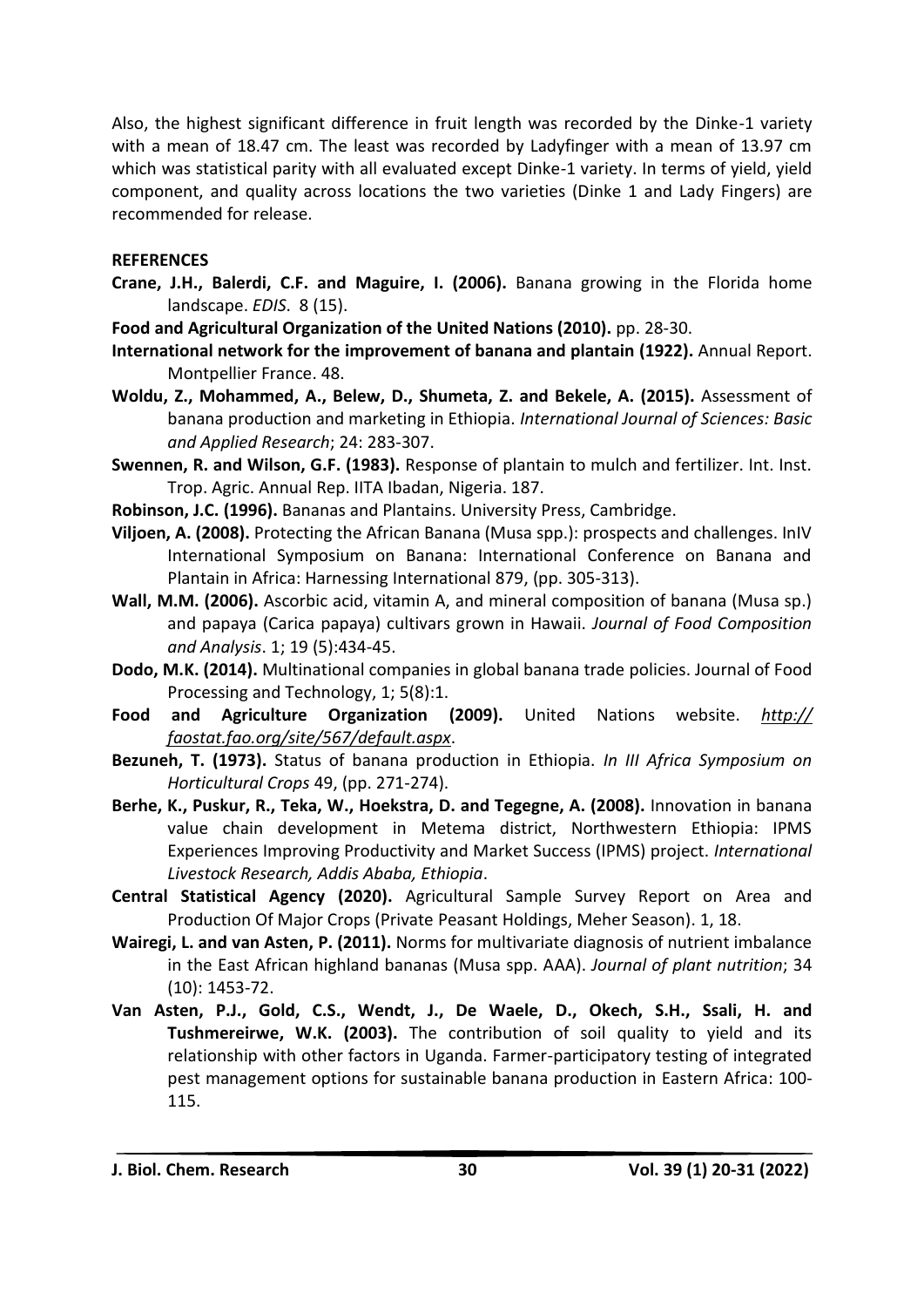Also, the highest significant difference in fruit length was recorded by the Dinke-1 variety with a mean of 18.47 cm. The least was recorded by Ladyfinger with a mean of 13.97 cm which was statistical parity with all evaluated except Dinke-1 variety. In terms of yield, yield component, and quality across locations the two varieties (Dinke 1 and Lady Fingers) are recommended for release.

**REFERENCES**

**Crane, J.H., Balerdi, C.F. and Maguire, I. (2006).** Banana growing in the Florida home landscape. *EDIS*. 8 (15).

**Food and Agricultural Organization of the United Nations (2010).** pp. 28-30.

**International network for the improvement of banana and plantain (1922).** Annual Report. Montpellier France. 48.

**Woldu, Z., Mohammed, A., Belew, D., Shumeta, Z. and Bekele, A. (2015).** Assessment of banana production and marketing in Ethiopia. *International Journal of Sciences: Basic and Applied Research*; 24: 283-307.

**Swennen, R. and Wilson, G.F. (1983).** Response of plantain to mulch and fertilizer. Int. Inst. Trop. Agric. Annual Rep. IITA Ibadan, Nigeria. 187.

**Robinson, J.C. (1996).** Bananas and Plantains. University Press, Cambridge.

**Viljoen, A. (2008).** Protecting the African Banana (Musa spp.): prospects and challenges. InIV International Symposium on Banana: International Conference on Banana and Plantain in Africa: Harnessing International 879, (pp. 305-313).

**Wall, M.M. (2006).** Ascorbic acid, vitamin A, and mineral composition of banana (Musa sp.) and papaya (Carica papaya) cultivars grown in Hawaii. *Journal of Food Composition and Analysis*. 1; 19 (5):434-45.

**Dodo, M.K. (2014).** Multinational companies in global banana trade policies. Journal of Food Processing and Technology, 1; 5(8):1.

**Food and Agriculture Organization (2009).** United Nations website. *http:// faostat.fao.org/site/567/default.aspx*.

**Bezuneh, T. (1973).** Status of banana production in Ethiopia. *In III Africa Symposium on Horticultural Crops* 49, (pp. 271-274).

**Berhe, K., Puskur, R., Teka, W., Hoekstra, D. and Tegegne, A. (2008).** Innovation in banana value chain development in Metema district, Northwestern Ethiopia: IPMS Experiences Improving Productivity and Market Success (IPMS) project. *International Livestock Research, Addis Ababa, Ethiopia*.

**Central Statistical Agency (2020).** Agricultural Sample Survey Report on Area and Production Of Major Crops (Private Peasant Holdings, Meher Season). 1, 18.

**Wairegi, L. and van Asten, P. (2011).** Norms for multivariate diagnosis of nutrient imbalance in the East African highland bananas (Musa spp. AAA). *Journal of plant nutrition*; 34 (10): 1453-72.

**Van Asten, P.J., Gold, C.S., Wendt, J., De Waele, D., Okech, S.H., Ssali, H. and Tushmereirwe, W.K. (2003).** The contribution of soil quality to yield and its relationship with other factors in Uganda. Farmer-participatory testing of integrated pest management options for sustainable banana production in Eastern Africa: 100-115.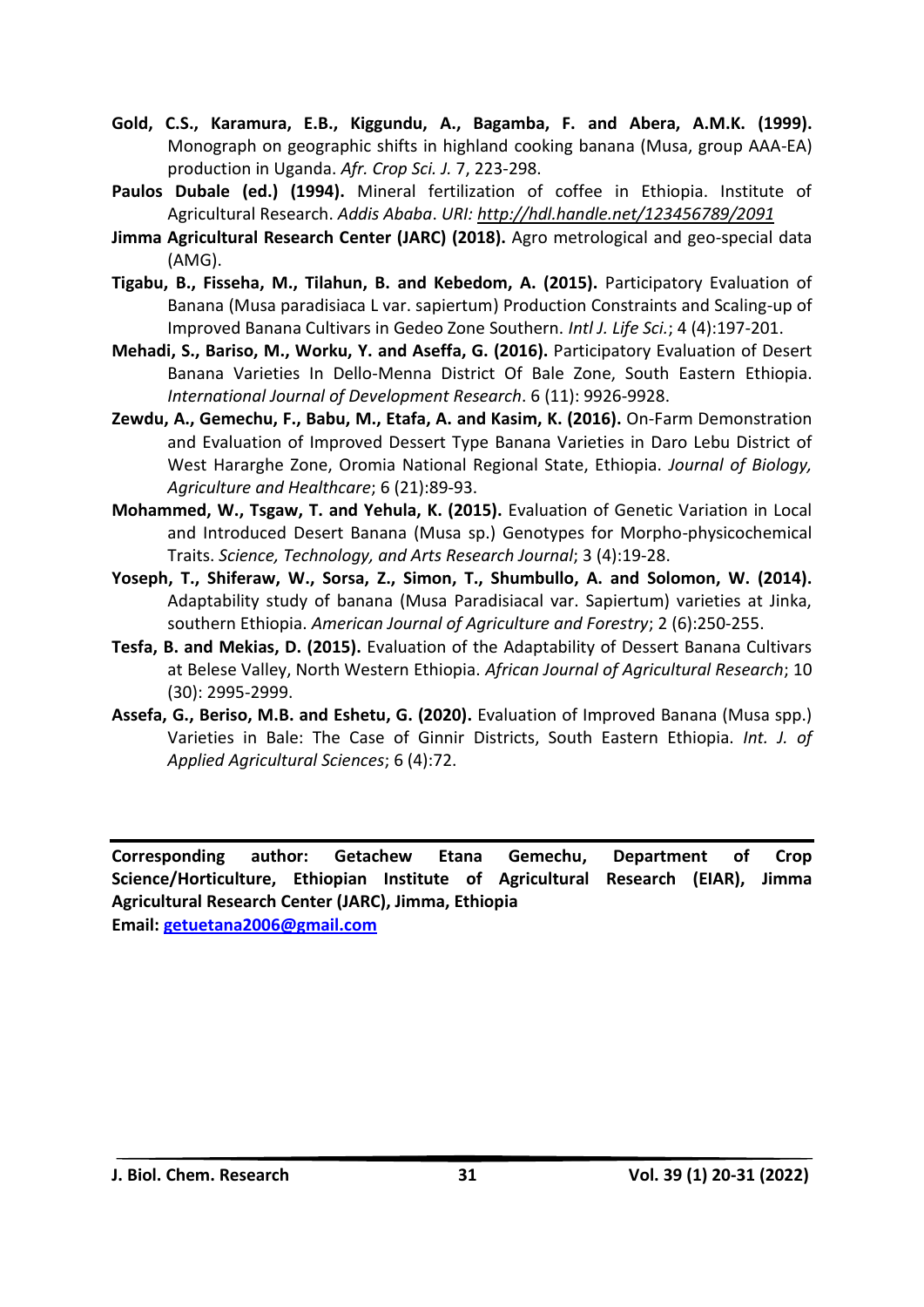**Gold, C.S., Karamura, E.B., Kiggundu, A., Bagamba, F. and Abera, A.M.K. (1999).** Monograph on geographic shifts in highland cooking banana (Musa, group AAA-EA) production in Uganda. *Afr. Crop Sci. J.* 7, 223-298.

**Paulos Dubale (ed.) (1994).** Mineral fertilization of coffee in Ethiopia. Institute of Agricultural Research. *Addis Ababa*. *URI: http://hdl.handle.net/123456789/2091*

**Jimma Agricultural Research Center (JARC) (2018).** Agro metrological and geo-special data (AMG).

**Tigabu, B., Fisseha, M., Tilahun, B. and Kebedom, A. (2015).** Participatory Evaluation of Banana (Musa paradisiaca L var. sapiertum) Production Constraints and Scaling-up of Improved Banana Cultivars in Gedeo Zone Southern. *Intl J. Life Sci.*; 4 (4):197-201.

**Mehadi, S., Bariso, M., Worku, Y. and Aseffa, G. (2016).** Participatory Evaluation of Desert Banana Varieties In Dello-Menna District Of Bale Zone, South Eastern Ethiopia. *International Journal of Development Research*. 6 (11): 9926-9928.

**Zewdu, A., Gemechu, F., Babu, M., Etafa, A. and Kasim, K. (2016).** On-Farm Demonstration and Evaluation of Improved Dessert Type Banana Varieties in Daro Lebu District of West Hararghe Zone, Oromia National Regional State, Ethiopia. *Journal of Biology, Agriculture and Healthcare*; 6 (21):89-93.

**Mohammed, W., Tsgaw, T. and Yehula, K. (2015).** Evaluation of Genetic Variation in Local and Introduced Desert Banana (Musa sp.) Genotypes for Morpho-physicochemical Traits. *Science, Technology, and Arts Research Journal*; 3 (4):19-28.

**Yoseph, T., Shiferaw, W., Sorsa, Z., Simon, T., Shumbullo, A. and Solomon, W. (2014).** Adaptability study of banana (Musa Paradisiacal var. Sapiertum) varieties at Jinka, southern Ethiopia. *American Journal of Agriculture and Forestry*; 2 (6):250-255.

**Tesfa, B. and Mekias, D. (2015).** Evaluation of the Adaptability of Dessert Banana Cultivars at Belese Valley, North Western Ethiopia. *African Journal of Agricultural Research*; 10 (30): 2995-2999.

**Assefa, G., Beriso, M.B. and Eshetu, G. (2020).** Evaluation of Improved Banana (Musa spp.) Varieties in Bale: The Case of Ginnir Districts, South Eastern Ethiopia. *Int. J. of Applied Agricultural Sciences*; 6 (4):72.

---

**Corresponding author: Getachew Etana Gemechu, Department of Crop Science/Horticulture, Ethiopian Institute of Agricultural Research (EIAR), Jimma Agricultural Research Center (JARC), Jimma, Ethiopia**
**Email: getuetana2006@gmail.com**